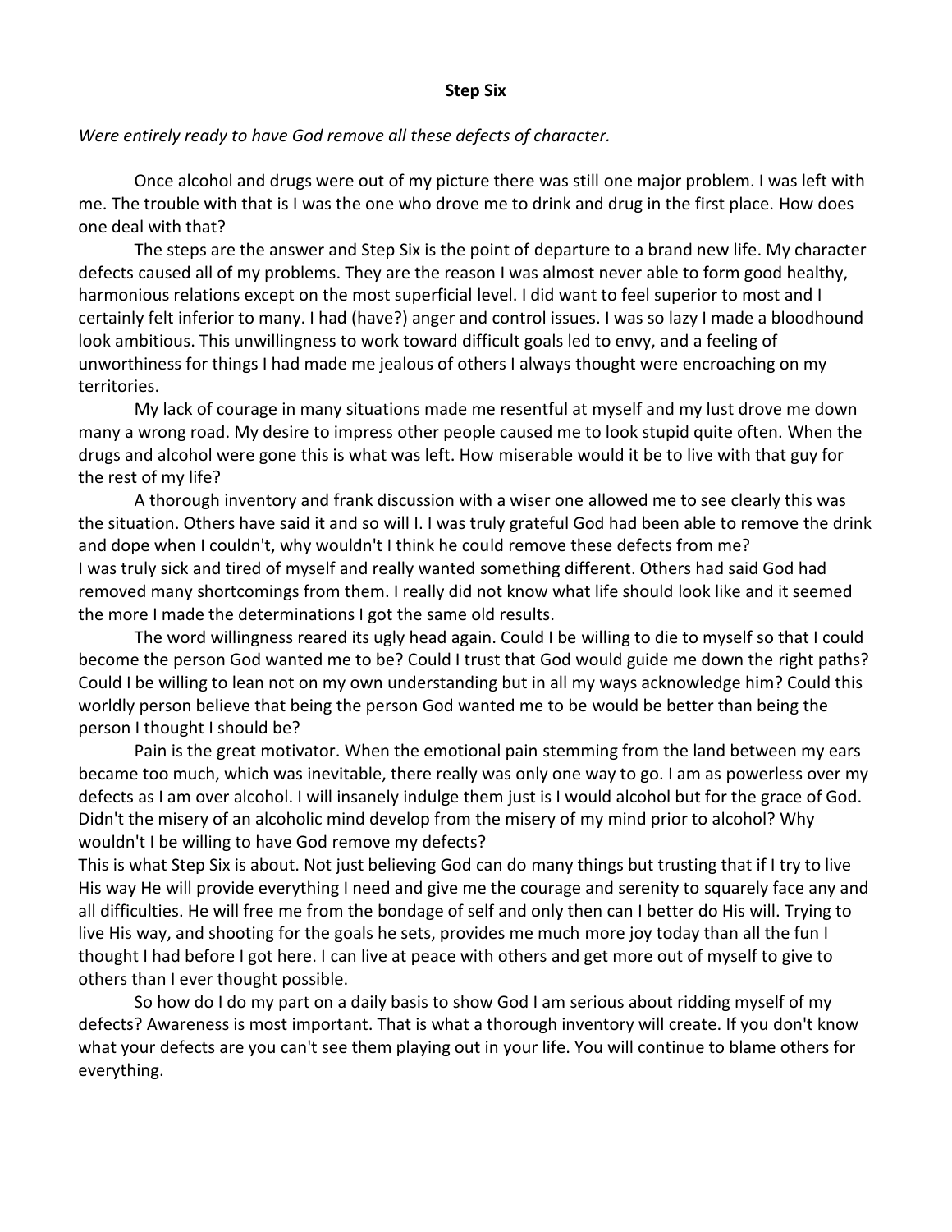**Step Six**

*Were entirely ready to have God remove all these defects of character.*

Once alcohol and drugs were out of my picture there was still one major problem. I was left with me. The trouble with that is I was the one who drove me to drink and drug in the first place. How does one deal with that?

The steps are the answer and Step Six is the point of departure to a brand new life. My character defects caused all of my problems. They are the reason I was almost never able to form good healthy, harmonious relations except on the most superficial level. I did want to feel superior to most and I certainly felt inferior to many. I had (have?) anger and control issues. I was so lazy I made a bloodhound look ambitious. This unwillingness to work toward difficult goals led to envy, and a feeling of unworthiness for things I had made me jealous of others I always thought were encroaching on my territories.

My lack of courage in many situations made me resentful at myself and my lust drove me down many a wrong road. My desire to impress other people caused me to look stupid quite often. When the drugs and alcohol were gone this is what was left. How miserable would it be to live with that guy for the rest of my life?

A thorough inventory and frank discussion with a wiser one allowed me to see clearly this was the situation. Others have said it and so will I. I was truly grateful God had been able to remove the drink and dope when I couldn't, why wouldn't I think he could remove these defects from me?
I was truly sick and tired of myself and really wanted something different. Others had said God had removed many shortcomings from them. I really did not know what life should look like and it seemed the more I made the determinations I got the same old results.

The word willingness reared its ugly head again. Could I be willing to die to myself so that I could become the person God wanted me to be? Could I trust that God would guide me down the right paths? Could I be willing to lean not on my own understanding but in all my ways acknowledge him? Could this worldly person believe that being the person God wanted me to be would be better than being the person I thought I should be?

Pain is the great motivator. When the emotional pain stemming from the land between my ears became too much, which was inevitable, there really was only one way to go. I am as powerless over my defects as I am over alcohol. I will insanely indulge them just is I would alcohol but for the grace of God. Didn't the misery of an alcoholic mind develop from the misery of my mind prior to alcohol? Why wouldn't I be willing to have God remove my defects?
This is what Step Six is about. Not just believing God can do many things but trusting that if I try to live His way He will provide everything I need and give me the courage and serenity to squarely face any and all difficulties. He will free me from the bondage of self and only then can I better do His will. Trying to live His way, and shooting for the goals he sets, provides me much more joy today than all the fun I thought I had before I got here. I can live at peace with others and get more out of myself to give to others than I ever thought possible.

So how do I do my part on a daily basis to show God I am serious about ridding myself of my defects? Awareness is most important. That is what a thorough inventory will create. If you don't know what your defects are you can't see them playing out in your life. You will continue to blame others for everything.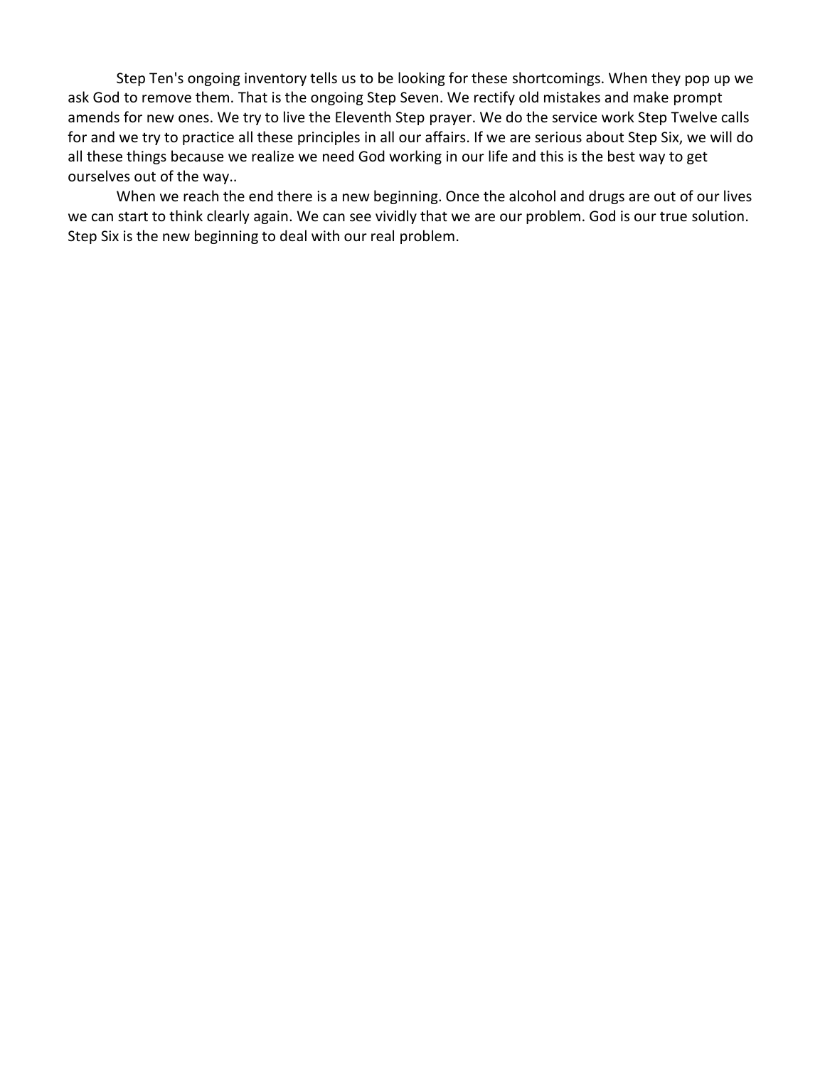Step Ten's ongoing inventory tells us to be looking for these shortcomings. When they pop up we ask God to remove them. That is the ongoing Step Seven. We rectify old mistakes and make prompt amends for new ones. We try to live the Eleventh Step prayer. We do the service work Step Twelve calls for and we try to practice all these principles in all our affairs. If we are serious about Step Six, we will do all these things because we realize we need God working in our life and this is the best way to get ourselves out of the way..

When we reach the end there is a new beginning. Once the alcohol and drugs are out of our lives we can start to think clearly again. We can see vividly that we are our problem. God is our true solution. Step Six is the new beginning to deal with our real problem.